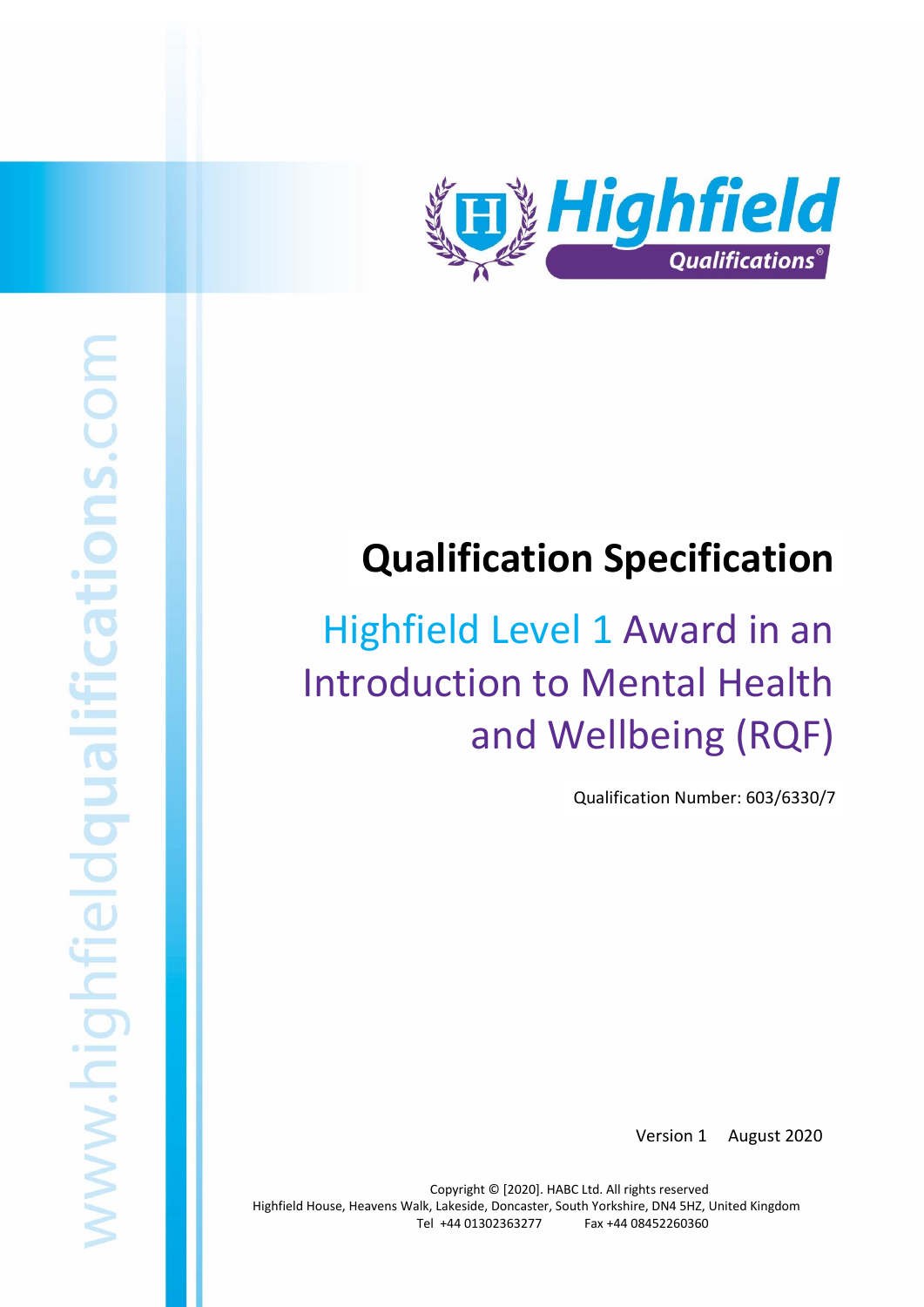# Qualification Specification

## Highfield Level 1 Award in an Introduction to Mental Health and Wellbeing (RQF)

Qualification Number: 603/6330/7

Version 1 August 2020

Copyright © [2020]. HABC Ltd. All rights reserved
Highfield House, Heavens Walk, Lakeside, Doncaster, South Yorkshire, DN4 5HZ, United Kingdom
Tel +44 01302363277 Fax +44 08452260360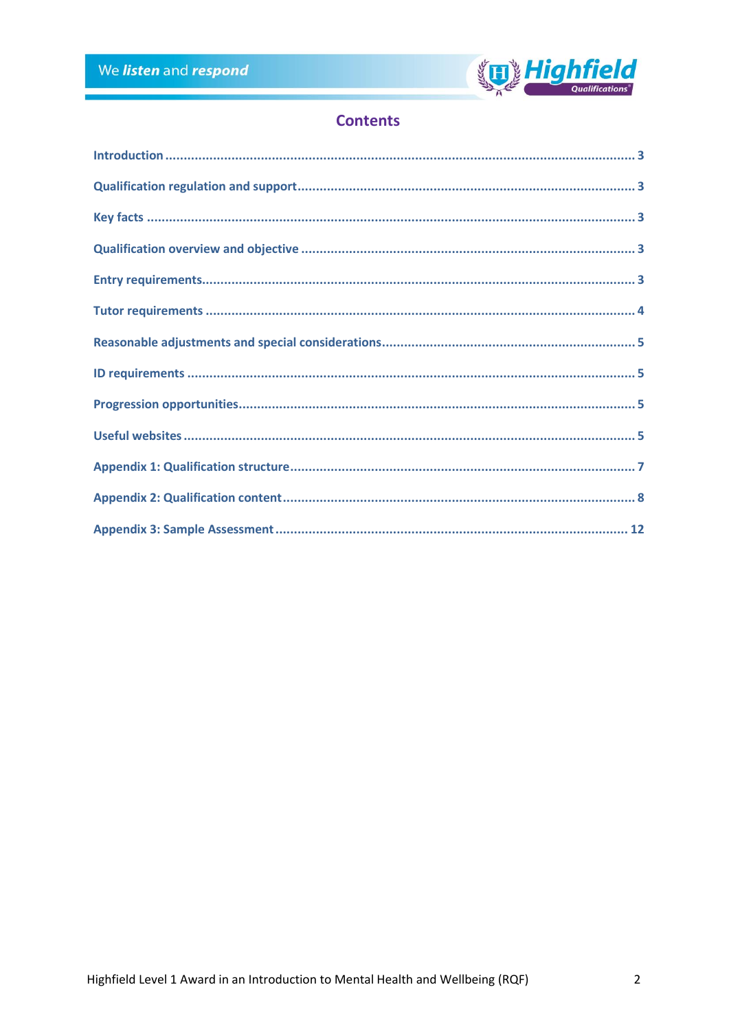# Contents

Introduction ........................................................................................................................ 3

Qualification regulation and support.................................................................................... 3

Key facts ............................................................................................................................. 3

Qualification overview and objective ................................................................................... 3

Entry requirements.............................................................................................................. 3

Tutor requirements .............................................................................................................. 4

Reasonable adjustments and special considerations.............................................................. 5

ID requirements .................................................................................................................. 5

Progression opportunities..................................................................................................... 5

Useful websites ................................................................................................................... 5

Appendix 1: Qualification structure....................................................................................... 7

Appendix 2: Qualification content......................................................................................... 8

Appendix 3: Sample Assessment ........................................................................................ 12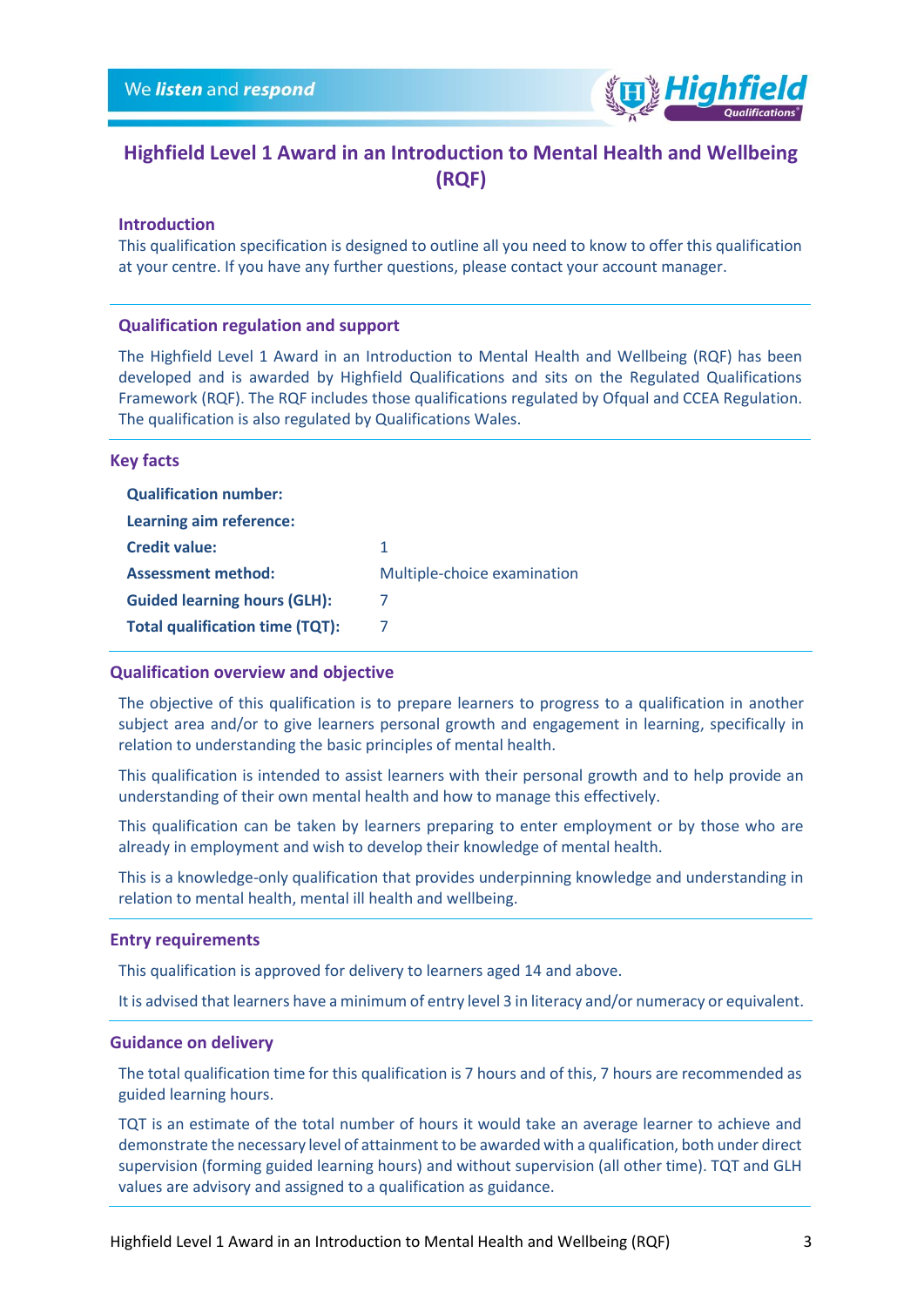# Highfield Level 1 Award in an Introduction to Mental Health and Wellbeing (RQF)

## Introduction

This qualification specification is designed to outline all you need to know to offer this qualification at your centre. If you have any further questions, please contact your account manager.

## Qualification regulation and support

The Highfield Level 1 Award in an Introduction to Mental Health and Wellbeing (RQF) has been developed and is awarded by Highfield Qualifications and sits on the Regulated Qualifications Framework (RQF). The RQF includes those qualifications regulated by Ofqual and CCEA Regulation. The qualification is also regulated by Qualifications Wales.

## Key facts

| | |
|---|---|
| **Qualification number:** | |
| **Learning aim reference:** | |
| **Credit value:** | 1 |
| **Assessment method:** | Multiple-choice examination |
| **Guided learning hours (GLH):** | 7 |
| **Total qualification time (TQT):** | 7 |

## Qualification overview and objective

The objective of this qualification is to prepare learners to progress to a qualification in another subject area and/or to give learners personal growth and engagement in learning, specifically in relation to understanding the basic principles of mental health.

This qualification is intended to assist learners with their personal growth and to help provide an understanding of their own mental health and how to manage this effectively.

This qualification can be taken by learners preparing to enter employment or by those who are already in employment and wish to develop their knowledge of mental health.

This is a knowledge-only qualification that provides underpinning knowledge and understanding in relation to mental health, mental ill health and wellbeing.

## Entry requirements

This qualification is approved for delivery to learners aged 14 and above.

It is advised that learners have a minimum of entry level 3 in literacy and/or numeracy or equivalent.

## Guidance on delivery

The total qualification time for this qualification is 7 hours and of this, 7 hours are recommended as guided learning hours.

TQT is an estimate of the total number of hours it would take an average learner to achieve and demonstrate the necessary level of attainment to be awarded with a qualification, both under direct supervision (forming guided learning hours) and without supervision (all other time). TQT and GLH values are advisory and assigned to a qualification as guidance.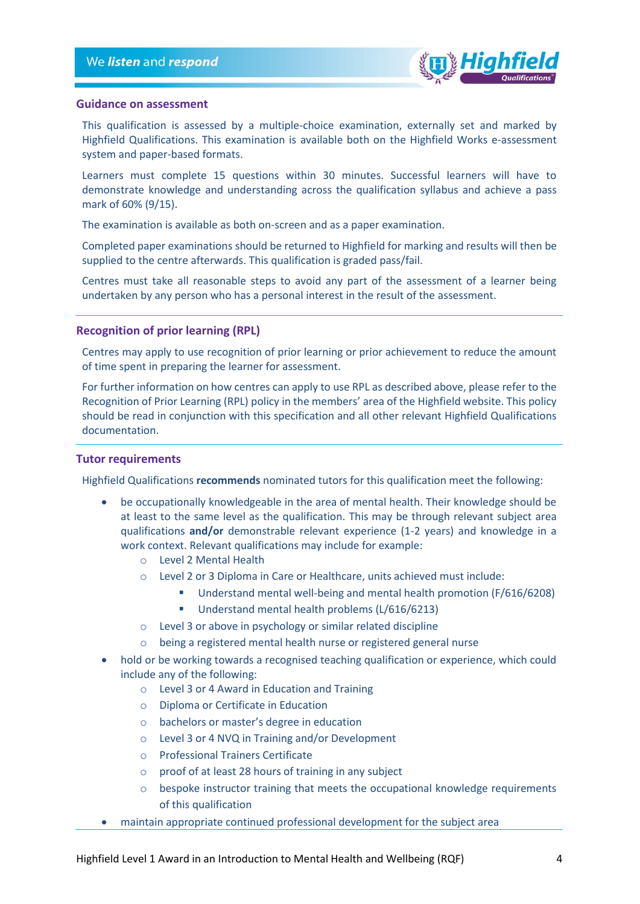## Guidance on assessment

This qualification is assessed by a multiple-choice examination, externally set and marked by Highfield Qualifications. This examination is available both on the Highfield Works e-assessment system and paper-based formats.

Learners must complete 15 questions within 30 minutes. Successful learners will have to demonstrate knowledge and understanding across the qualification syllabus and achieve a pass mark of 60% (9/15).

The examination is available as both on-screen and as a paper examination.

Completed paper examinations should be returned to Highfield for marking and results will then be supplied to the centre afterwards. This qualification is graded pass/fail.

Centres must take all reasonable steps to avoid any part of the assessment of a learner being undertaken by any person who has a personal interest in the result of the assessment.

## Recognition of prior learning (RPL)

Centres may apply to use recognition of prior learning or prior achievement to reduce the amount of time spent in preparing the learner for assessment.

For further information on how centres can apply to use RPL as described above, please refer to the Recognition of Prior Learning (RPL) policy in the members' area of the Highfield website. This policy should be read in conjunction with this specification and all other relevant Highfield Qualifications documentation.

## Tutor requirements

Highfield Qualifications **recommends** nominated tutors for this qualification meet the following:

- be occupationally knowledgeable in the area of mental health. Their knowledge should be at least to the same level as the qualification. This may be through relevant subject area qualifications **and/or** demonstrable relevant experience (1-2 years) and knowledge in a work context. Relevant qualifications may include for example:
  - Level 2 Mental Health
  - Level 2 or 3 Diploma in Care or Healthcare, units achieved must include:
    - Understand mental well-being and mental health promotion (F/616/6208)
    - Understand mental health problems (L/616/6213)
  - Level 3 or above in psychology or similar related discipline
  - being a registered mental health nurse or registered general nurse
- hold or be working towards a recognised teaching qualification or experience, which could include any of the following:
  - Level 3 or 4 Award in Education and Training
  - Diploma or Certificate in Education
  - bachelors or master's degree in education
  - Level 3 or 4 NVQ in Training and/or Development
  - Professional Trainers Certificate
  - proof of at least 28 hours of training in any subject
  - bespoke instructor training that meets the occupational knowledge requirements of this qualification
- maintain appropriate continued professional development for the subject area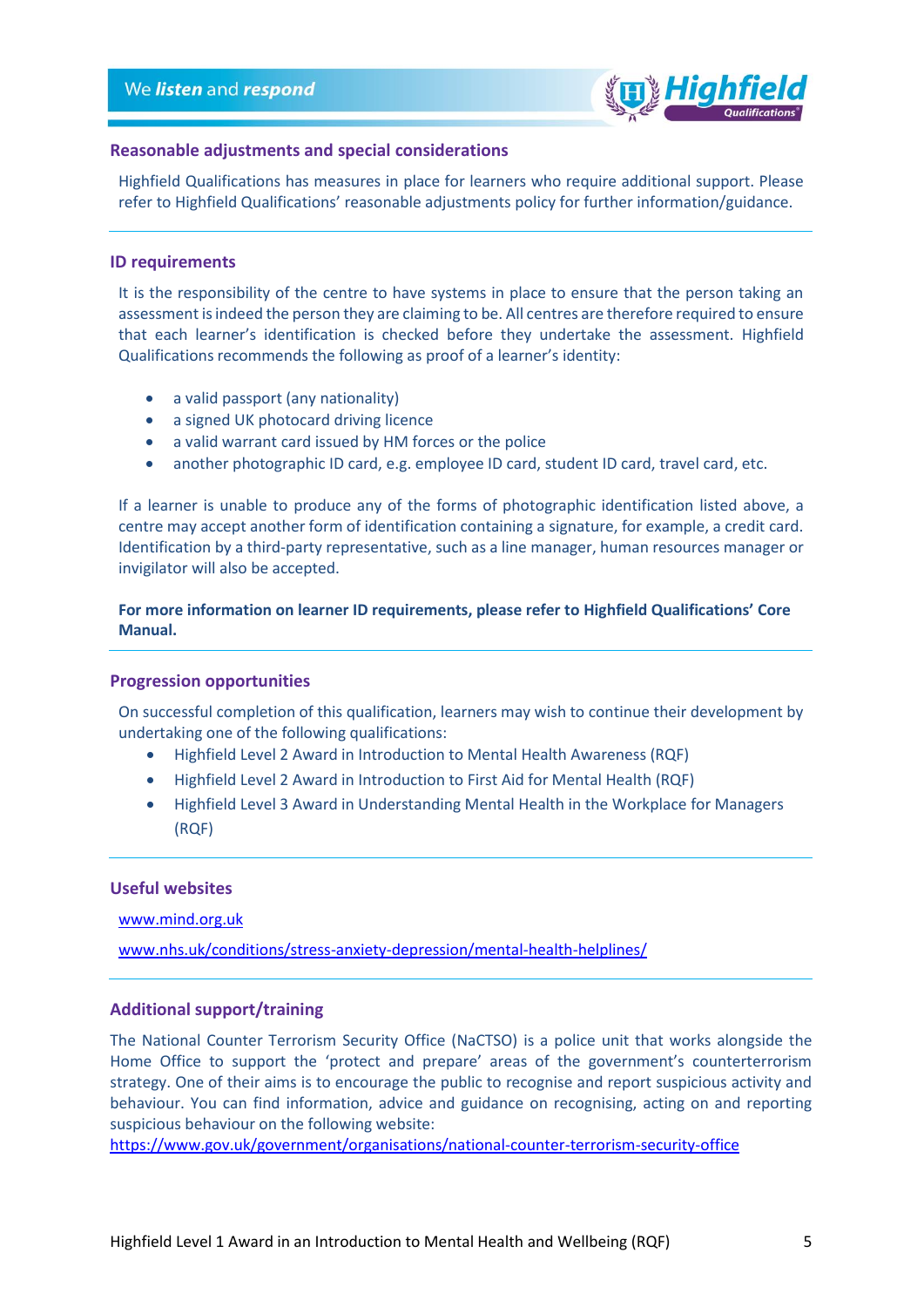## Reasonable adjustments and special considerations

Highfield Qualifications has measures in place for learners who require additional support. Please refer to Highfield Qualifications' reasonable adjustments policy for further information/guidance.

## ID requirements

It is the responsibility of the centre to have systems in place to ensure that the person taking an assessment is indeed the person they are claiming to be. All centres are therefore required to ensure that each learner's identification is checked before they undertake the assessment. Highfield Qualifications recommends the following as proof of a learner's identity:

- a valid passport (any nationality)
- a signed UK photocard driving licence
- a valid warrant card issued by HM forces or the police
- another photographic ID card, e.g. employee ID card, student ID card, travel card, etc.

If a learner is unable to produce any of the forms of photographic identification listed above, a centre may accept another form of identification containing a signature, for example, a credit card. Identification by a third-party representative, such as a line manager, human resources manager or invigilator will also be accepted.

**For more information on learner ID requirements, please refer to Highfield Qualifications' Core Manual.**

## Progression opportunities

On successful completion of this qualification, learners may wish to continue their development by undertaking one of the following qualifications:

- Highfield Level 2 Award in Introduction to Mental Health Awareness (RQF)
- Highfield Level 2 Award in Introduction to First Aid for Mental Health (RQF)
- Highfield Level 3 Award in Understanding Mental Health in the Workplace for Managers (RQF)

## Useful websites

www.mind.org.uk

www.nhs.uk/conditions/stress-anxiety-depression/mental-health-helplines/

## Additional support/training

The National Counter Terrorism Security Office (NaCTSO) is a police unit that works alongside the Home Office to support the 'protect and prepare' areas of the government's counterterrorism strategy. One of their aims is to encourage the public to recognise and report suspicious activity and behaviour. You can find information, advice and guidance on recognising, acting on and reporting suspicious behaviour on the following website:
https://www.gov.uk/government/organisations/national-counter-terrorism-security-office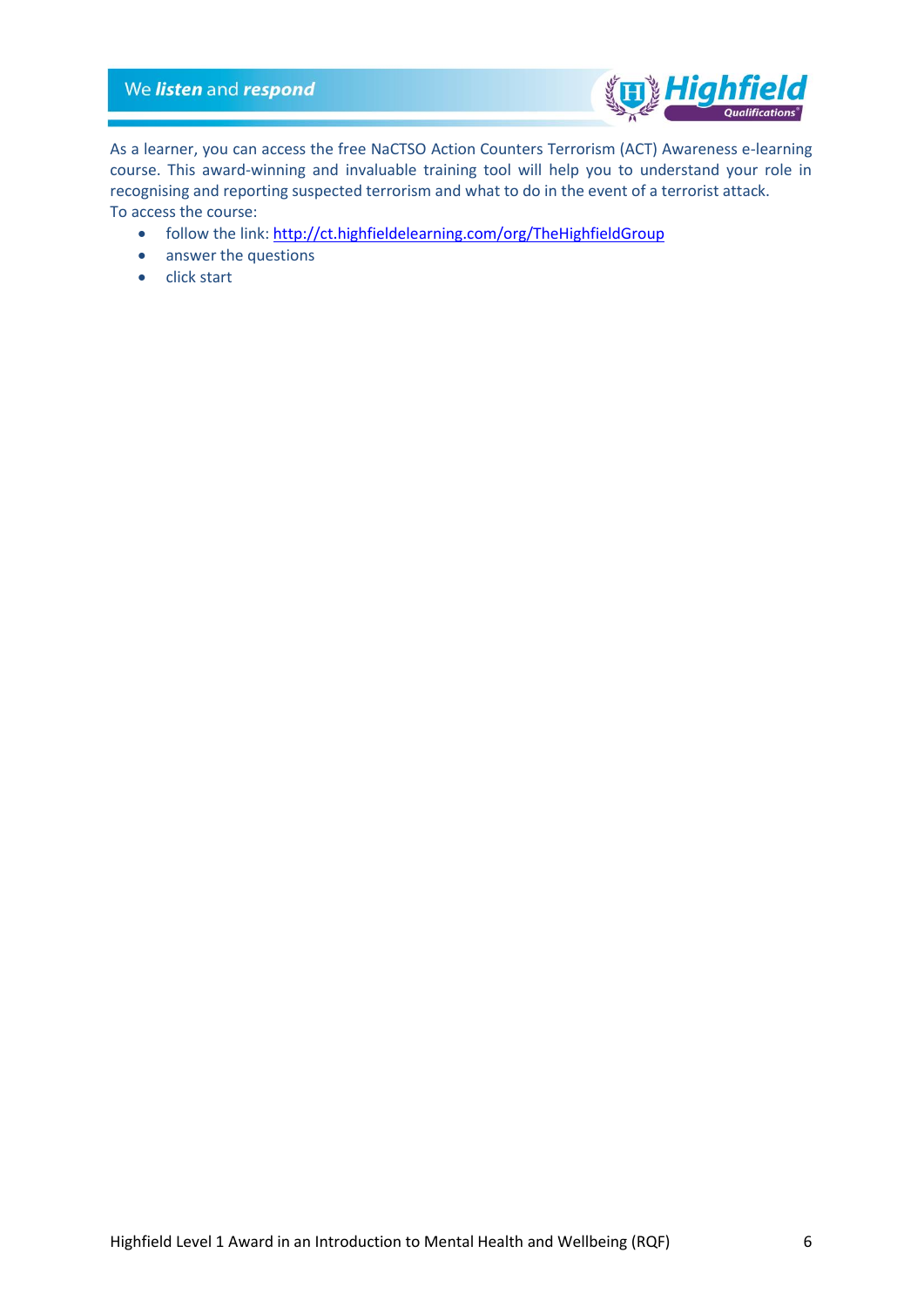As a learner, you can access the free NaCTSO Action Counters Terrorism (ACT) Awareness e-learning course. This award-winning and invaluable training tool will help you to understand your role in recognising and reporting suspected terrorism and what to do in the event of a terrorist attack.

To access the course:

- follow the link: [http://ct.highfieldelearning.com/org/TheHighfieldGroup](http://ct.highfieldelearning.com/org/TheHighfieldGroup)
- answer the questions
- click start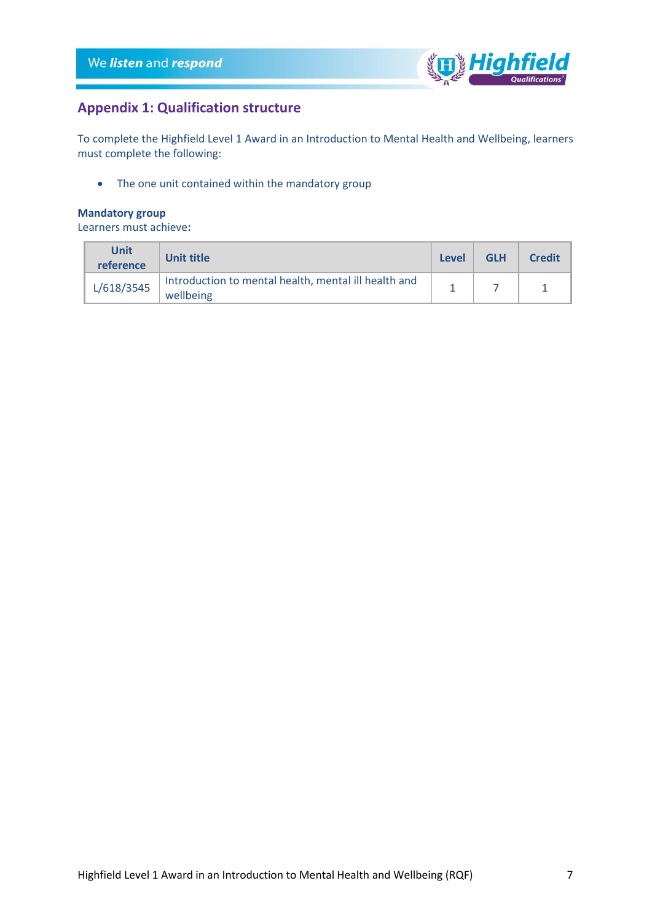## Appendix 1: Qualification structure

To complete the Highfield Level 1 Award in an Introduction to Mental Health and Wellbeing, learners must complete the following:

- The one unit contained within the mandatory group

**Mandatory group**
Learners must achieve**:**

| Unit reference | Unit title | Level | GLH | Credit |
|---|---|---|---|---|
| L/618/3545 | Introduction to mental health, mental ill health and wellbeing | 1 | 7 | 1 |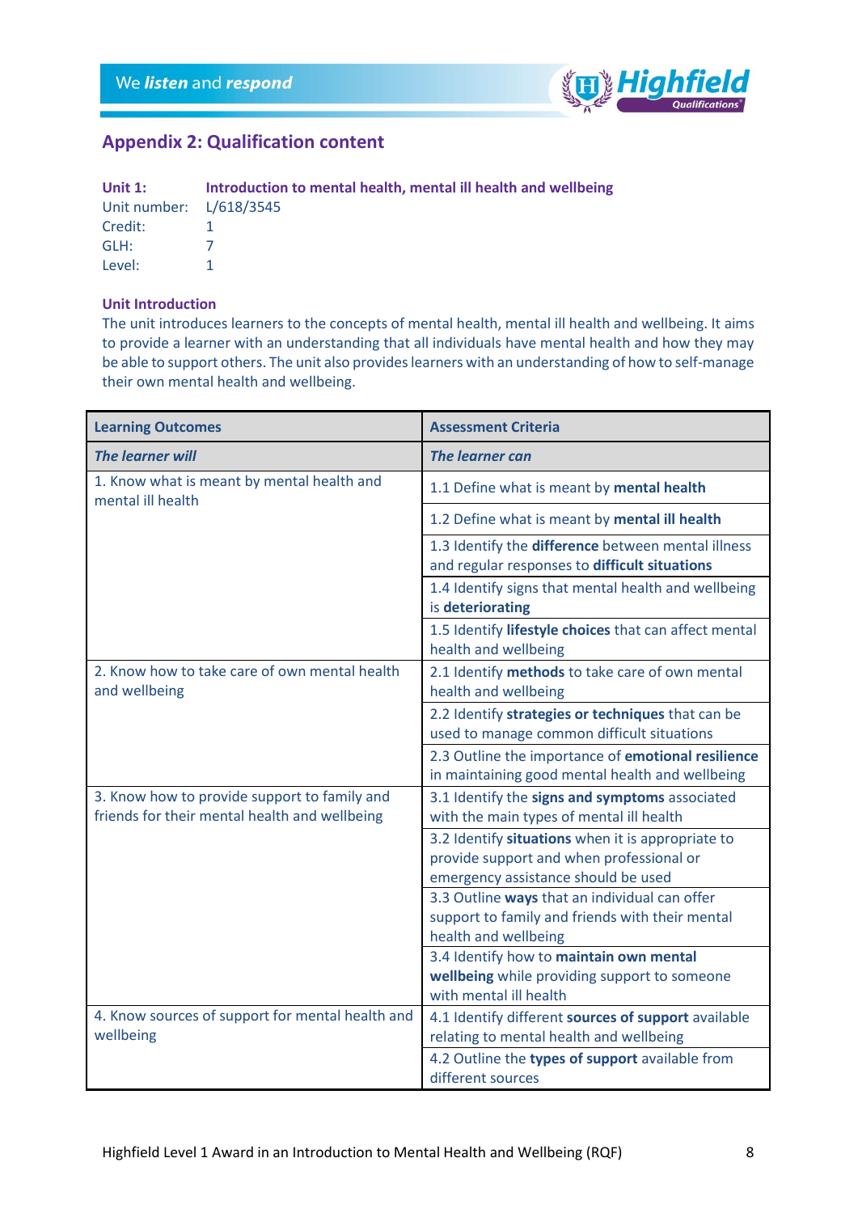## Appendix 2: Qualification content

**Unit 1:** **Introduction to mental health, mental ill health and wellbeing**
Unit number: L/618/3545
Credit: 1
GLH: 7
Level: 1

**Unit Introduction**

The unit introduces learners to the concepts of mental health, mental ill health and wellbeing. It aims to provide a learner with an understanding that all individuals have mental health and how they may be able to support others. The unit also provides learners with an understanding of how to self-manage their own mental health and wellbeing.

| Learning Outcomes | Assessment Criteria |
|---|---|
| ***The learner will*** | ***The learner can*** |
| 1. Know what is meant by mental health and mental ill health | 1.1 Define what is meant by **mental health** |
| | 1.2 Define what is meant by **mental ill health** |
| | 1.3 Identify the **difference** between mental illness and regular responses to **difficult situations** |
| | 1.4 Identify signs that mental health and wellbeing is **deteriorating** |
| | 1.5 Identify **lifestyle choices** that can affect mental health and wellbeing |
| 2. Know how to take care of own mental health and wellbeing | 2.1 Identify **methods** to take care of own mental health and wellbeing |
| | 2.2 Identify **strategies or techniques** that can be used to manage common difficult situations |
| | 2.3 Outline the importance of **emotional resilience** in maintaining good mental health and wellbeing |
| 3. Know how to provide support to family and friends for their mental health and wellbeing | 3.1 Identify the **signs and symptoms** associated with the main types of mental ill health |
| | 3.2 Identify **situations** when it is appropriate to provide support and when professional or emergency assistance should be used |
| | 3.3 Outline **ways** that an individual can offer support to family and friends with their mental health and wellbeing |
| | 3.4 Identify how to **maintain own mental wellbeing** while providing support to someone with mental ill health |
| 4. Know sources of support for mental health and wellbeing | 4.1 Identify different **sources of support** available relating to mental health and wellbeing |
| | 4.2 Outline the **types of support** available from different sources |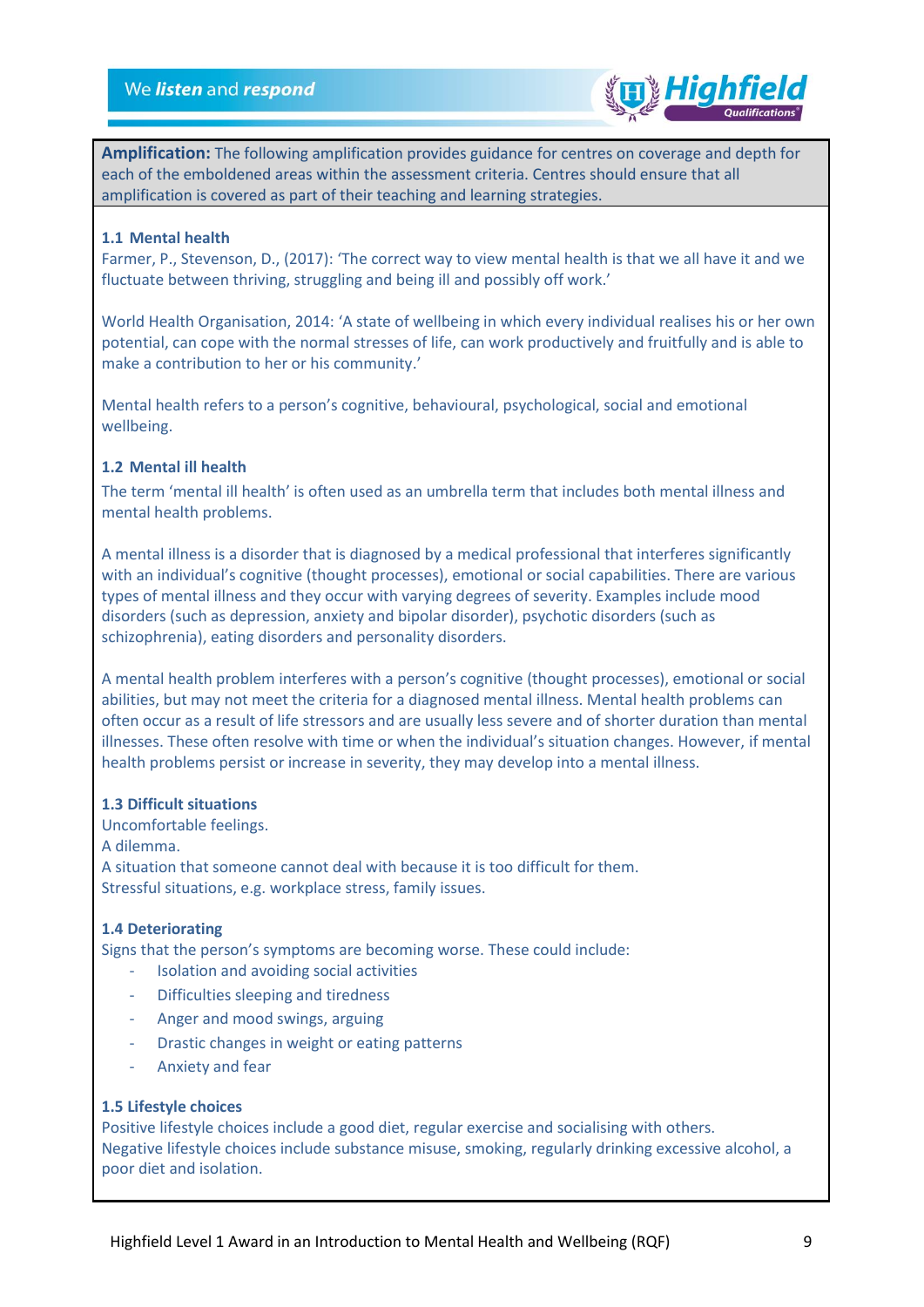**Amplification:** The following amplification provides guidance for centres on coverage and depth for each of the emboldened areas within the assessment criteria. Centres should ensure that all amplification is covered as part of their teaching and learning strategies.

### 1.1 Mental health

Farmer, P., Stevenson, D., (2017): 'The correct way to view mental health is that we all have it and we fluctuate between thriving, struggling and being ill and possibly off work.'

World Health Organisation, 2014: 'A state of wellbeing in which every individual realises his or her own potential, can cope with the normal stresses of life, can work productively and fruitfully and is able to make a contribution to her or his community.'

Mental health refers to a person's cognitive, behavioural, psychological, social and emotional wellbeing.

### 1.2 Mental ill health

The term 'mental ill health' is often used as an umbrella term that includes both mental illness and mental health problems.

A mental illness is a disorder that is diagnosed by a medical professional that interferes significantly with an individual's cognitive (thought processes), emotional or social capabilities. There are various types of mental illness and they occur with varying degrees of severity. Examples include mood disorders (such as depression, anxiety and bipolar disorder), psychotic disorders (such as schizophrenia), eating disorders and personality disorders.

A mental health problem interferes with a person's cognitive (thought processes), emotional or social abilities, but may not meet the criteria for a diagnosed mental illness. Mental health problems can often occur as a result of life stressors and are usually less severe and of shorter duration than mental illnesses. These often resolve with time or when the individual's situation changes. However, if mental health problems persist or increase in severity, they may develop into a mental illness.

### 1.3 Difficult situations

Uncomfortable feelings.
A dilemma.
A situation that someone cannot deal with because it is too difficult for them.
Stressful situations, e.g. workplace stress, family issues.

### 1.4 Deteriorating

Signs that the person's symptoms are becoming worse. These could include:

- Isolation and avoiding social activities
- Difficulties sleeping and tiredness
- Anger and mood swings, arguing
- Drastic changes in weight or eating patterns
- Anxiety and fear

### 1.5 Lifestyle choices

Positive lifestyle choices include a good diet, regular exercise and socialising with others.
Negative lifestyle choices include substance misuse, smoking, regularly drinking excessive alcohol, a poor diet and isolation.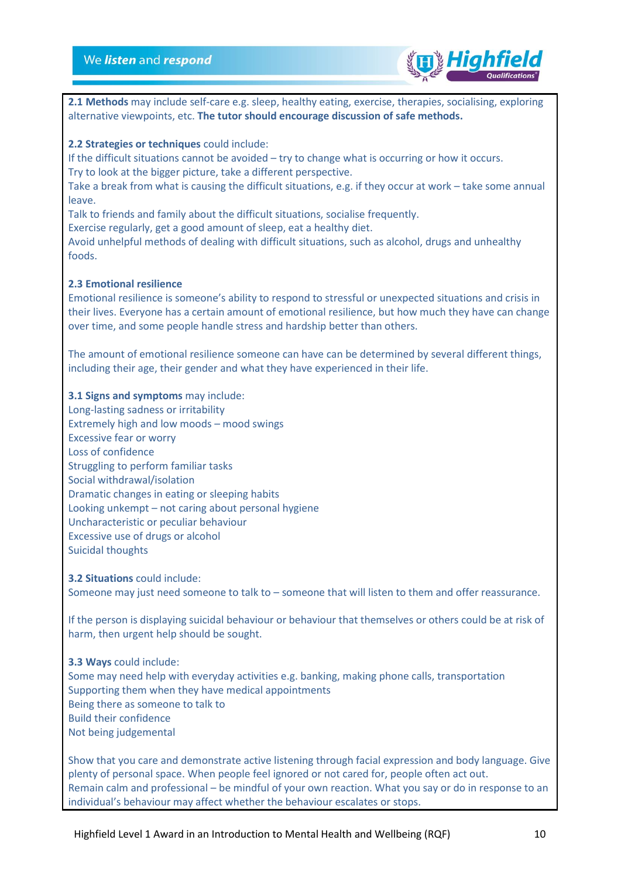**2.1 Methods** may include self-care e.g. sleep, healthy eating, exercise, therapies, socialising, exploring alternative viewpoints, etc. **The tutor should encourage discussion of safe methods.**

**2.2 Strategies or techniques** could include:

If the difficult situations cannot be avoided – try to change what is occurring or how it occurs.
Try to look at the bigger picture, take a different perspective.
Take a break from what is causing the difficult situations, e.g. if they occur at work – take some annual leave.
Talk to friends and family about the difficult situations, socialise frequently.
Exercise regularly, get a good amount of sleep, eat a healthy diet.
Avoid unhelpful methods of dealing with difficult situations, such as alcohol, drugs and unhealthy foods.

**2.3 Emotional resilience**

Emotional resilience is someone's ability to respond to stressful or unexpected situations and crisis in their lives. Everyone has a certain amount of emotional resilience, but how much they have can change over time, and some people handle stress and hardship better than others.

The amount of emotional resilience someone can have can be determined by several different things, including their age, their gender and what they have experienced in their life.

**3.1 Signs and symptoms** may include:

Long-lasting sadness or irritability
Extremely high and low moods – mood swings
Excessive fear or worry
Loss of confidence
Struggling to perform familiar tasks
Social withdrawal/isolation
Dramatic changes in eating or sleeping habits
Looking unkempt – not caring about personal hygiene
Uncharacteristic or peculiar behaviour
Excessive use of drugs or alcohol
Suicidal thoughts

**3.2 Situations** could include:

Someone may just need someone to talk to – someone that will listen to them and offer reassurance.

If the person is displaying suicidal behaviour or behaviour that themselves or others could be at risk of harm, then urgent help should be sought.

**3.3 Ways** could include:

Some may need help with everyday activities e.g. banking, making phone calls, transportation
Supporting them when they have medical appointments
Being there as someone to talk to
Build their confidence
Not being judgemental

Show that you care and demonstrate active listening through facial expression and body language. Give plenty of personal space. When people feel ignored or not cared for, people often act out.
Remain calm and professional – be mindful of your own reaction. What you say or do in response to an individual's behaviour may affect whether the behaviour escalates or stops.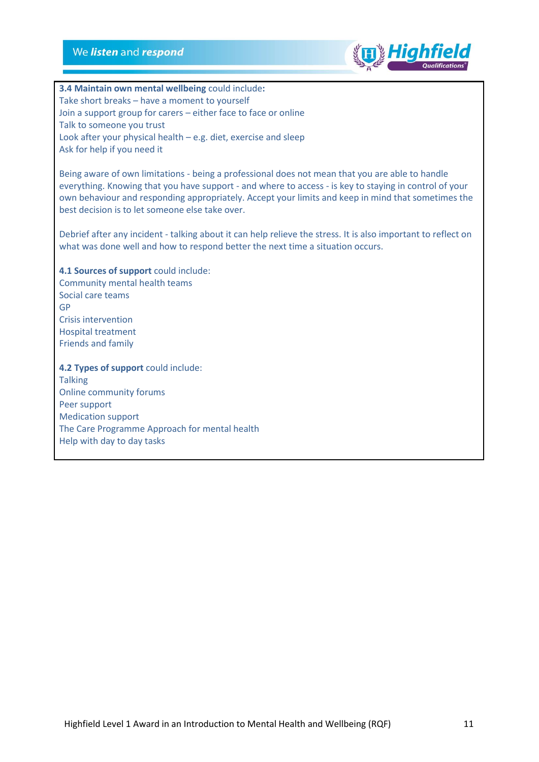**3.4 Maintain own mental wellbeing** could include**:**
Take short breaks – have a moment to yourself
Join a support group for carers – either face to face or online
Talk to someone you trust
Look after your physical health – e.g. diet, exercise and sleep
Ask for help if you need it

Being aware of own limitations - being a professional does not mean that you are able to handle everything. Knowing that you have support - and where to access - is key to staying in control of your own behaviour and responding appropriately. Accept your limits and keep in mind that sometimes the best decision is to let someone else take over.

Debrief after any incident - talking about it can help relieve the stress. It is also important to reflect on what was done well and how to respond better the next time a situation occurs.

**4.1 Sources of support** could include:
Community mental health teams
Social care teams
GP
Crisis intervention
Hospital treatment
Friends and family

**4.2 Types of support** could include:
Talking
Online community forums
Peer support
Medication support
The Care Programme Approach for mental health
Help with day to day tasks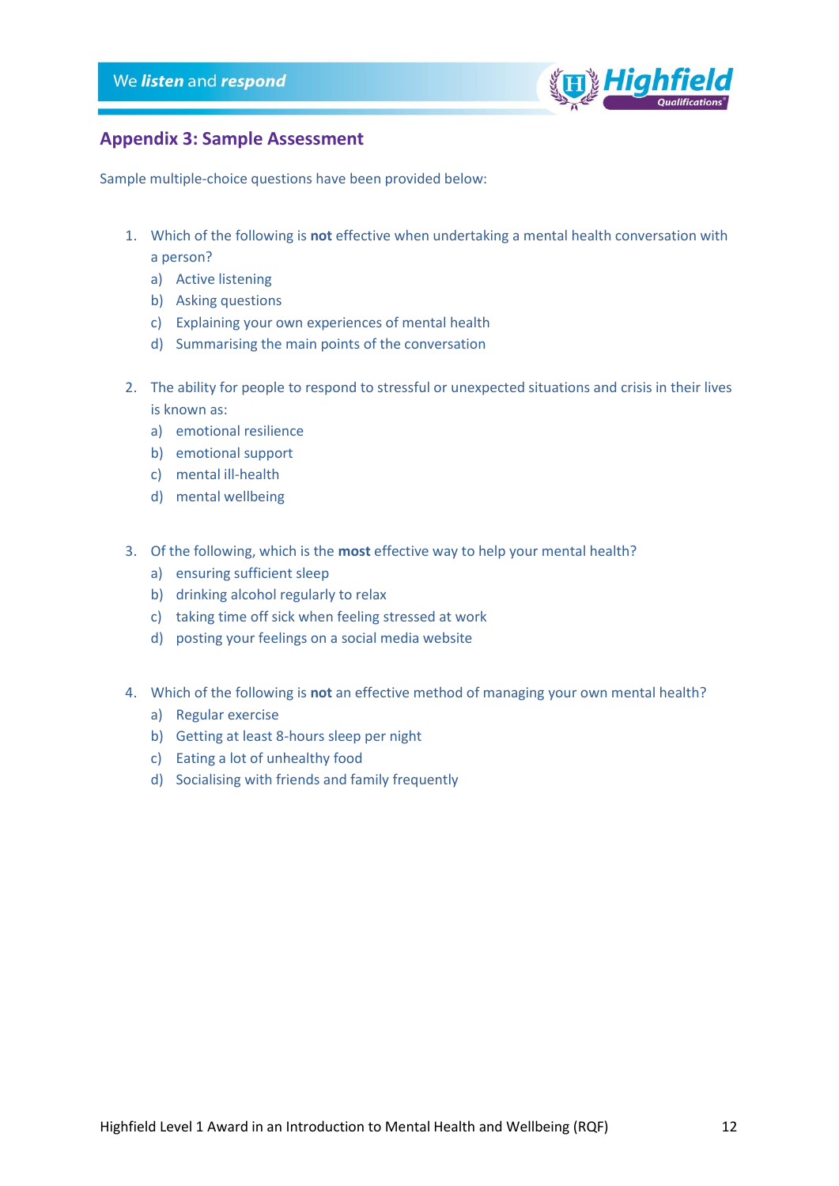## Appendix 3: Sample Assessment

Sample multiple-choice questions have been provided below:

1. Which of the following is **not** effective when undertaking a mental health conversation with a person?
   a) Active listening
   b) Asking questions
   c) Explaining your own experiences of mental health
   d) Summarising the main points of the conversation

2. The ability for people to respond to stressful or unexpected situations and crisis in their lives is known as:
   a) emotional resilience
   b) emotional support
   c) mental ill-health
   d) mental wellbeing

3. Of the following, which is the **most** effective way to help your mental health?
   a) ensuring sufficient sleep
   b) drinking alcohol regularly to relax
   c) taking time off sick when feeling stressed at work
   d) posting your feelings on a social media website

4. Which of the following is **not** an effective method of managing your own mental health?
   a) Regular exercise
   b) Getting at least 8-hours sleep per night
   c) Eating a lot of unhealthy food
   d) Socialising with friends and family frequently